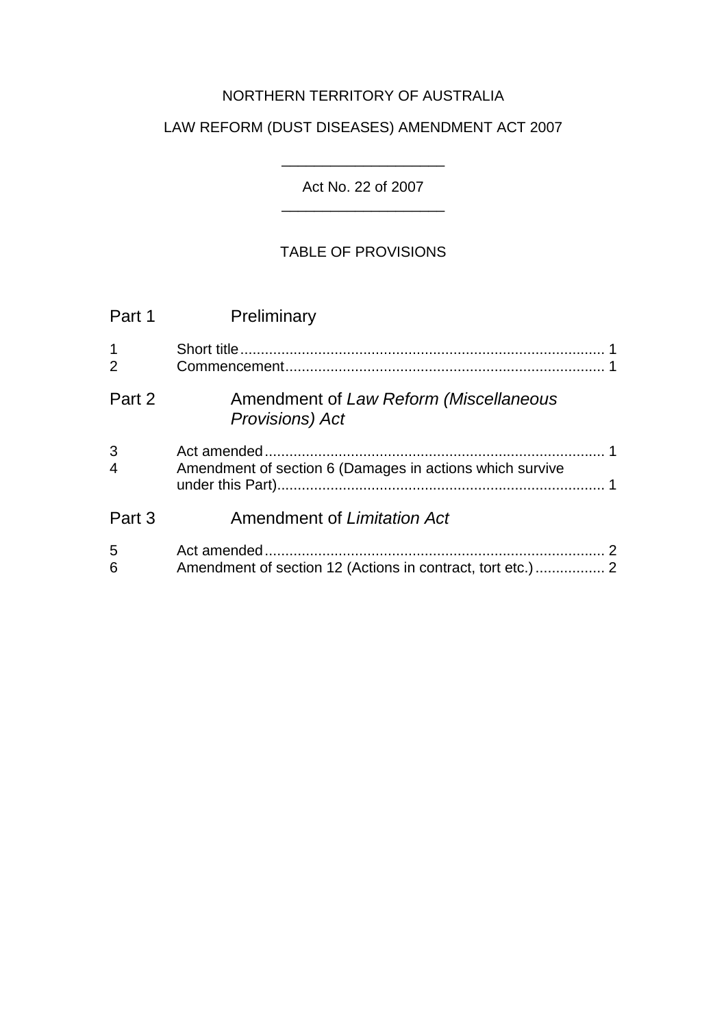NORTHERN TERRITORY OF AUSTRALIA

LAW REFORM (DUST DISEASES) AMENDMENT ACT 2007

---

Act No. 22 of 2007

---

TABLE OF PROVISIONS

## Part 1 Preliminary

1 Short title ........................................................................................ 1
2 Commencement ............................................................................. 1

## Part 2 Amendment of *Law Reform (Miscellaneous Provisions) Act*

3 Act amended .................................................................................. 1
4 Amendment of section 6 (Damages in actions which survive under this Part) ................................................................................ 1

## Part 3 Amendment of *Limitation Act*

5 Act amended .................................................................................. 2
6 Amendment of section 12 (Actions in contract, tort etc.) ................. 2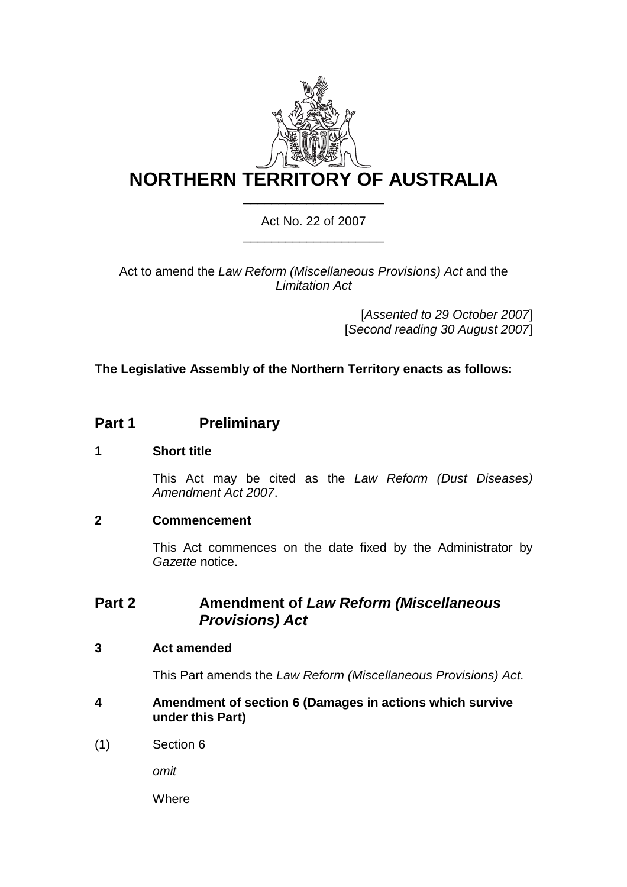# NORTHERN TERRITORY OF AUSTRALIA

Act No. 22 of 2007

Act to amend the *Law Reform (Miscellaneous Provisions) Act* and the *Limitation Act*

[*Assented to 29 October 2007*]
[*Second reading 30 August 2007*]

**The Legislative Assembly of the Northern Territory enacts as follows:**

## Part 1 Preliminary

### 1 Short title

This Act may be cited as the *Law Reform (Dust Diseases) Amendment Act 2007*.

### 2 Commencement

This Act commences on the date fixed by the Administrator by *Gazette* notice.

## Part 2 Amendment of *Law Reform (Miscellaneous Provisions) Act*

### 3 Act amended

This Part amends the *Law Reform (Miscellaneous Provisions) Act*.

### 4 Amendment of section 6 (Damages in actions which survive under this Part)

(1) Section 6

*omit*

Where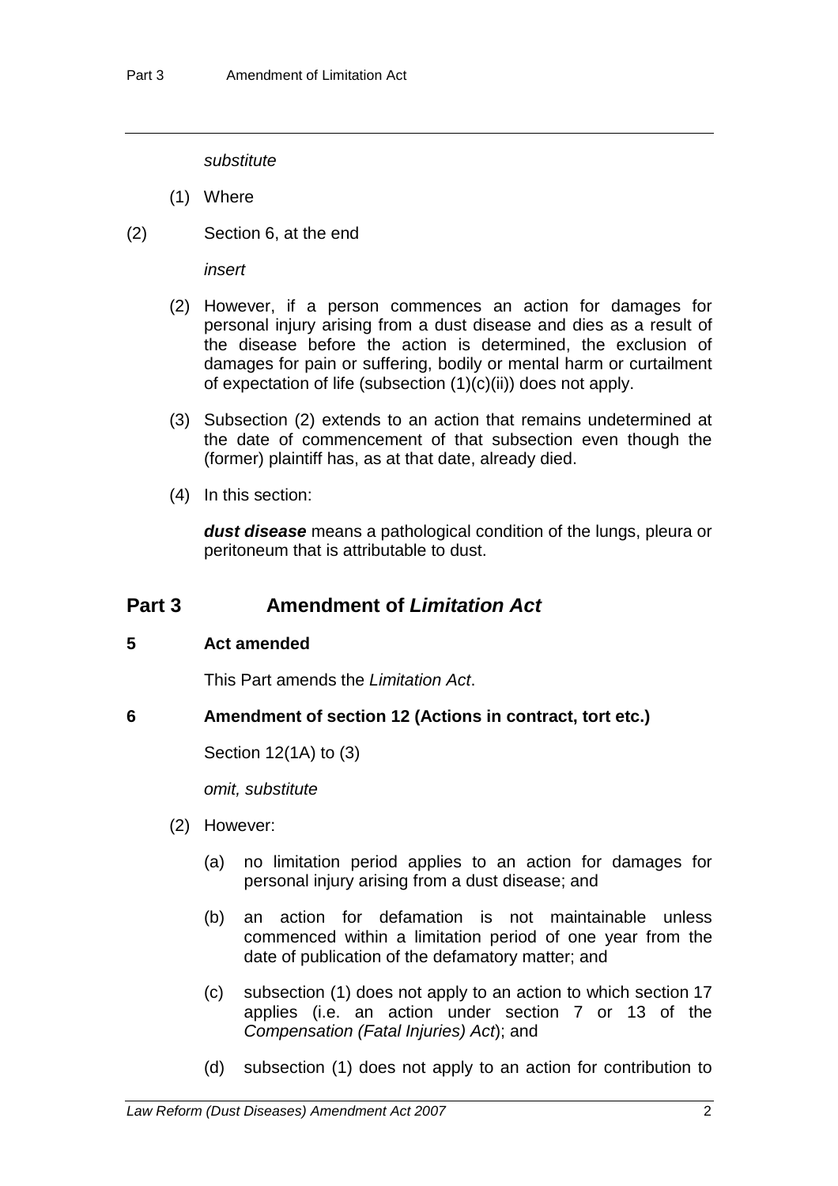*substitute*

(1) Where

(2) Section 6, at the end

*insert*

(2) However, if a person commences an action for damages for personal injury arising from a dust disease and dies as a result of the disease before the action is determined, the exclusion of damages for pain or suffering, bodily or mental harm or curtailment of expectation of life (subsection (1)(c)(ii)) does not apply.

(3) Subsection (2) extends to an action that remains undetermined at the date of commencement of that subsection even though the (former) plaintiff has, as at that date, already died.

(4) In this section:

***dust disease*** means a pathological condition of the lungs, pleura or peritoneum that is attributable to dust.

## Part 3 Amendment of *Limitation Act*

### 5 Act amended

This Part amends the *Limitation Act*.

### 6 Amendment of section 12 (Actions in contract, tort etc.)

Section 12(1A) to (3)

*omit, substitute*

(2) However:

(a) no limitation period applies to an action for damages for personal injury arising from a dust disease; and

(b) an action for defamation is not maintainable unless commenced within a limitation period of one year from the date of publication of the defamatory matter; and

(c) subsection (1) does not apply to an action to which section 17 applies (i.e. an action under section 7 or 13 of the *Compensation (Fatal Injuries) Act*); and

(d) subsection (1) does not apply to an action for contribution to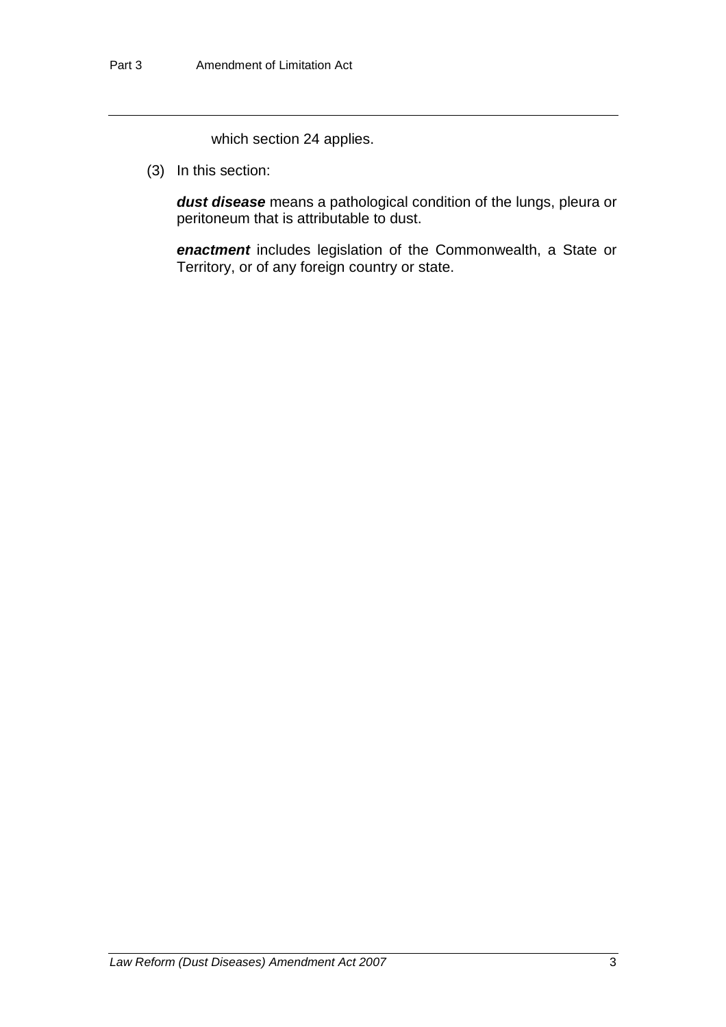which section 24 applies.

(3) In this section:

***dust disease*** means a pathological condition of the lungs, pleura or peritoneum that is attributable to dust.

***enactment*** includes legislation of the Commonwealth, a State or Territory, or of any foreign country or state.